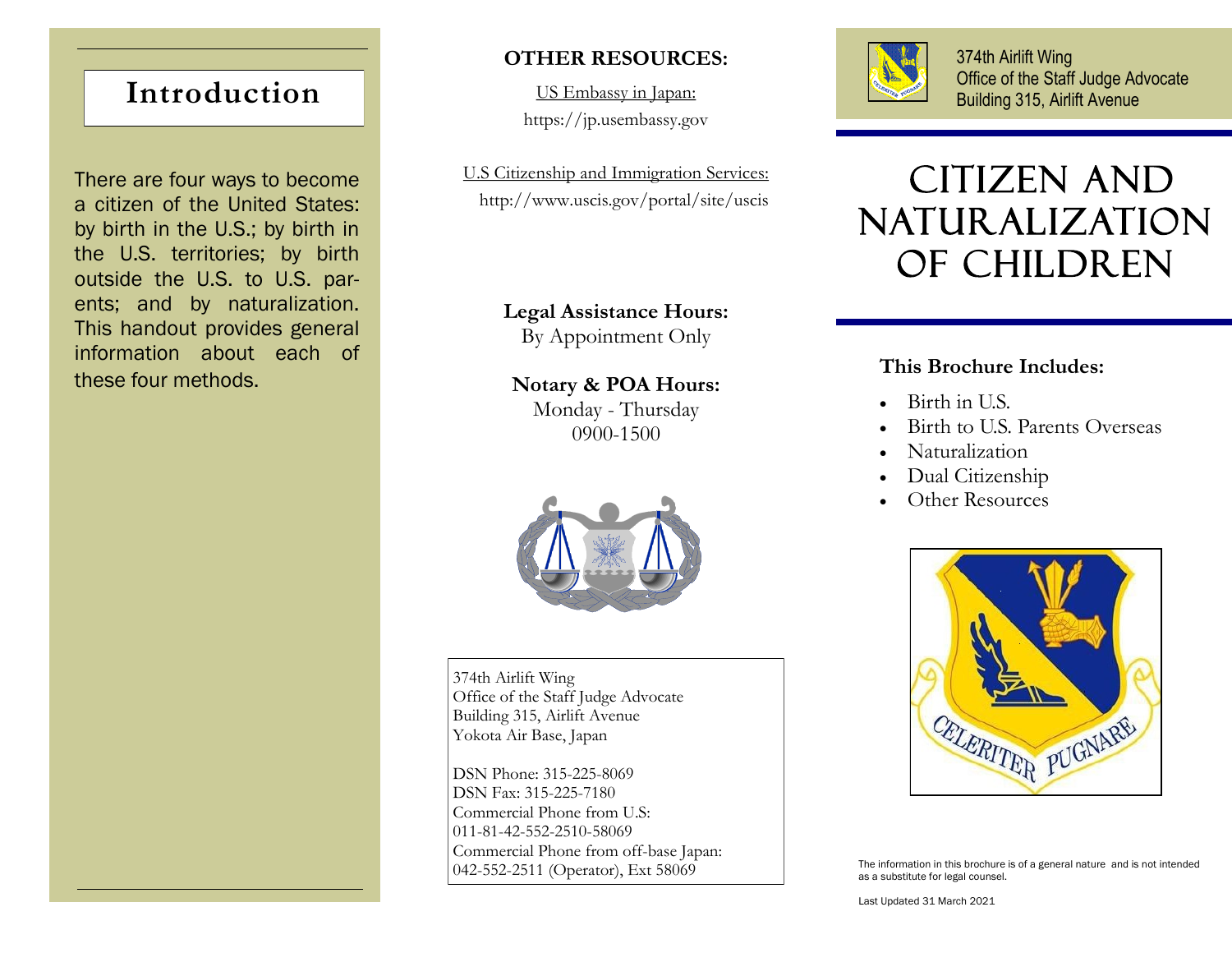## Introduction

There are four ways to become a citizen of the United States: by birth in the U.S.; by birth in the U.S. territories; by birth outside the U.S. to U.S. parents; and by naturalization. This handout provides general information about each of these four methods.

## OTHER RESOURCES:

US Embassy in Japan:
https://jp.usembassy.gov

U.S Citizenship and Immigration Services:
http://www.uscis.gov/portal/site/uscis

**Legal Assistance Hours:**
By Appointment Only

**Notary & POA Hours:**
Monday - Thursday
0900-1500

374th Airlift Wing
Office of the Staff Judge Advocate
Building 315, Airlift Avenue
Yokota Air Base, Japan

DSN Phone: 315-225-8069
DSN Fax: 315-225-7180
Commercial Phone from U.S:
011-81-42-552-2510-58069
Commercial Phone from off-base Japan:
042-552-2511 (Operator), Ext 58069

374th Airlift Wing
Office of the Staff Judge Advocate
Building 315, Airlift Avenue

# CITIZEN AND NATURALIZATION OF CHILDREN

**This Brochure Includes:**

- Birth in U.S.
- Birth to U.S. Parents Overseas
- Naturalization
- Dual Citizenship
- Other Resources

CELERITER PUGNARE

The information in this brochure is of a general nature and is not intended as a substitute for legal counsel.

Last Updated 31 March 2021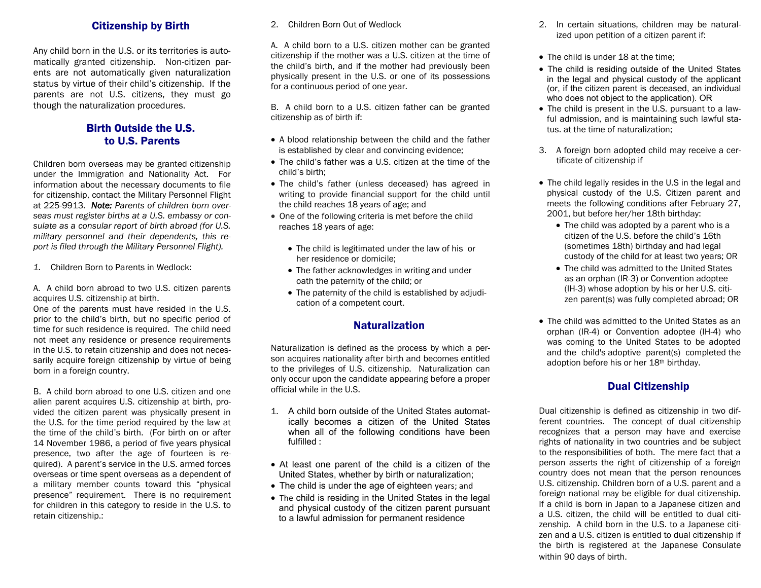## Citizenship by Birth

Any child born in the U.S. or its territories is automatically granted citizenship. Non-citizen parents are not automatically given naturalization status by virtue of their child's citizenship. If the parents are not U.S. citizens, they must go though the naturalization procedures.

## Birth Outside the U.S. to U.S. Parents

Children born overseas may be granted citizenship under the Immigration and Nationality Act. For information about the necessary documents to file for citizenship, contact the Military Personnel Flight at 225-9913. ***Note:*** *Parents of children born overseas must register births at a U.S. embassy or consulate as a consular report of birth abroad (for U.S. military personnel and their dependents, this report is filed through the Military Personnel Flight).*

*1.* Children Born to Parents in Wedlock:

A. A child born abroad to two U.S. citizen parents acquires U.S. citizenship at birth.
One of the parents must have resided in the U.S. prior to the child's birth, but no specific period of time for such residence is required. The child need not meet any residence or presence requirements in the U.S. to retain citizenship and does not necessarily acquire foreign citizenship by virtue of being born in a foreign country.

B. A child born abroad to one U.S. citizen and one alien parent acquires U.S. citizenship at birth, provided the citizen parent was physically present in the U.S. for the time period required by the law at the time of the child's birth. (For birth on or after 14 November 1986, a period of five years physical presence, two after the age of fourteen is required). A parent's service in the U.S. armed forces overseas or time spent overseas as a dependent of a military member counts toward this "physical presence" requirement. There is no requirement for children in this category to reside in the U.S. to retain citizenship.:

2. Children Born Out of Wedlock

A. A child born to a U.S. citizen mother can be granted citizenship if the mother was a U.S. citizen at the time of the child's birth, and if the mother had previously been physically present in the U.S. or one of its possessions for a continuous period of one year.

B. A child born to a U.S. citizen father can be granted citizenship as of birth if:

- A blood relationship between the child and the father is established by clear and convincing evidence;
- The child's father was a U.S. citizen at the time of the child's birth;
- The child's father (unless deceased) has agreed in writing to provide financial support for the child until the child reaches 18 years of age; and
- One of the following criteria is met before the child reaches 18 years of age:
  - The child is legitimated under the law of his or her residence or domicile;
  - The father acknowledges in writing and under oath the paternity of the child; or
  - The paternity of the child is established by adjudication of a competent court.

## Naturalization

Naturalization is defined as the process by which a person acquires nationality after birth and becomes entitled to the privileges of U.S. citizenship. Naturalization can only occur upon the candidate appearing before a proper official while in the U.S.

1. A child born outside of the United States automatically becomes a citizen of the United States when all of the following conditions have been fulfilled :

- At least one parent of the child is a citizen of the United States, whether by birth or naturalization;
- The child is under the age of eighteen years; and
- The child is residing in the United States in the legal and physical custody of the citizen parent pursuant to a lawful admission for permanent residence

2. In certain situations, children may be naturalized upon petition of a citizen parent if:

- The child is under 18 at the time;
- The child is residing outside of the United States in the legal and physical custody of the applicant (or, if the citizen parent is deceased, an individual who does not object to the application). OR
- The child is present in the U.S. pursuant to a lawful admission, and is maintaining such lawful status. at the time of naturalization;

3. A foreign born adopted child may receive a certificate of citizenship if

- The child legally resides in the U.S in the legal and physical custody of the U.S. Citizen parent and meets the following conditions after February 27, 2001, but before her/her 18th birthday:
  - The child was adopted by a parent who is a citizen of the U.S. before the child's 16th (sometimes 18th) birthday and had legal custody of the child for at least two years; OR
  - The child was admitted to the United States as an orphan (IR-3) or Convention adoptee (IH-3) whose adoption by his or her U.S. citizen parent(s) was fully completed abroad; OR
- The child was admitted to the United States as an orphan (IR-4) or Convention adoptee (IH-4) who was coming to the United States to be adopted and the child's adoptive parent(s) completed the adoption before his or her 18th birthday.

## Dual Citizenship

Dual citizenship is defined as citizenship in two different countries. The concept of dual citizenship recognizes that a person may have and exercise rights of nationality in two countries and be subject to the responsibilities of both. The mere fact that a person asserts the right of citizenship of a foreign country does not mean that the person renounces U.S. citizenship. Children born of a U.S. parent and a foreign national may be eligible for dual citizenship. If a child is born in Japan to a Japanese citizen and a U.S. citizen, the child will be entitled to dual citizenship. A child born in the U.S. to a Japanese citizen and a U.S. citizen is entitled to dual citizenship if the birth is registered at the Japanese Consulate within 90 days of birth.